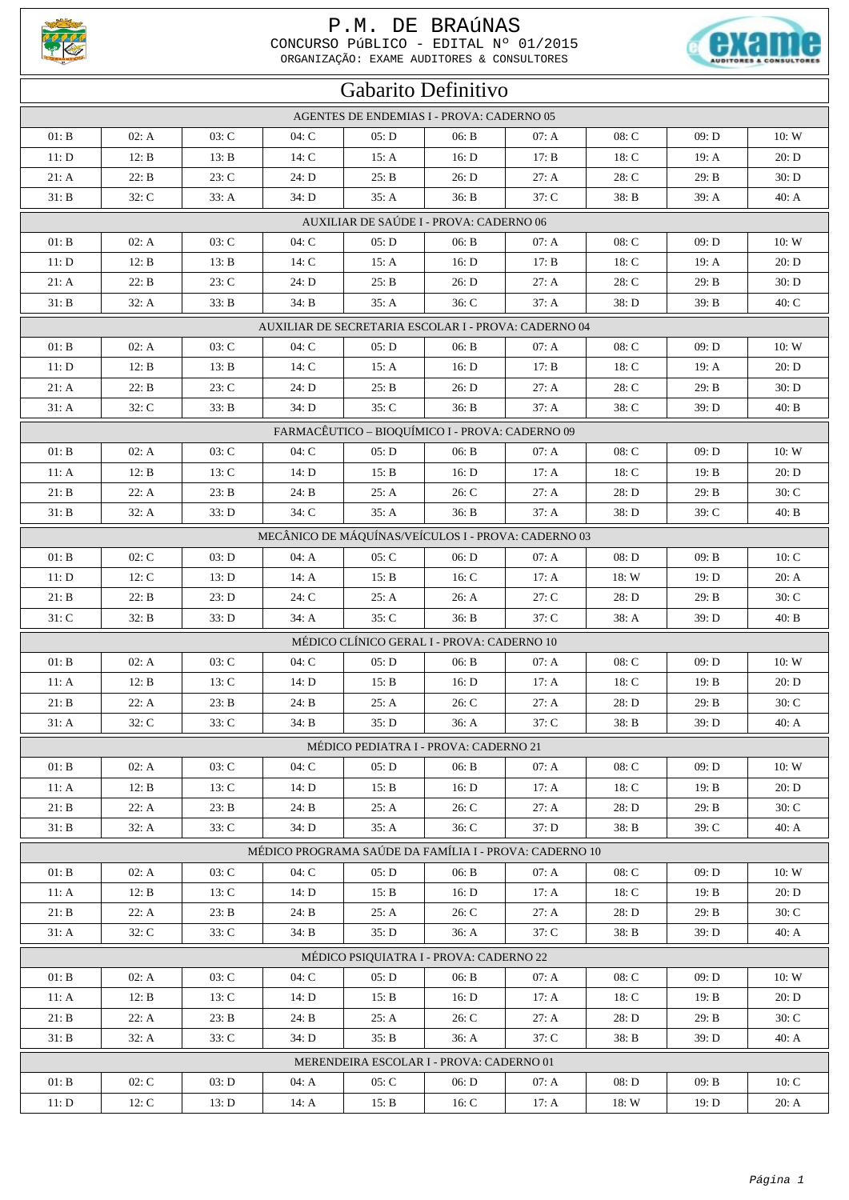# P.M. DE BRAÚNAS

CONCURSO PÚBLICO - EDITAL Nº 01/2015

ORGANIZAÇÃO: EXAME AUDITORES & CONSULTORES

## Gabarito Definitivo

| AGENTES DE ENDEMIAS I - PROVA: CADERNO 05 | | | | | | | | | |
|---|---|---|---|---|---|---|---|---|---|
| 01: B | 02: A | 03: C | 04: C | 05: D | 06: B | 07: A | 08: C | 09: D | 10: W |
| 11: D | 12: B | 13: B | 14: C | 15: A | 16: D | 17: B | 18: C | 19: A | 20: D |
| 21: A | 22: B | 23: C | 24: D | 25: B | 26: D | 27: A | 28: C | 29: B | 30: D |
| 31: B | 32: C | 33: A | 34: D | 35: A | 36: B | 37: C | 38: B | 39: A | 40: A |

| AUXILIAR DE SAÚDE I - PROVA: CADERNO 06 | | | | | | | | | |
|---|---|---|---|---|---|---|---|---|---|
| 01: B | 02: A | 03: C | 04: C | 05: D | 06: B | 07: A | 08: C | 09: D | 10: W |
| 11: D | 12: B | 13: B | 14: C | 15: A | 16: D | 17: B | 18: C | 19: A | 20: D |
| 21: A | 22: B | 23: C | 24: D | 25: B | 26: D | 27: A | 28: C | 29: B | 30: D |
| 31: B | 32: A | 33: B | 34: B | 35: A | 36: C | 37: A | 38: D | 39: B | 40: C |

| AUXILIAR DE SECRETARIA ESCOLAR I - PROVA: CADERNO 04 | | | | | | | | | |
|---|---|---|---|---|---|---|---|---|---|
| 01: B | 02: A | 03: C | 04: C | 05: D | 06: B | 07: A | 08: C | 09: D | 10: W |
| 11: D | 12: B | 13: B | 14: C | 15: A | 16: D | 17: B | 18: C | 19: A | 20: D |
| 21: A | 22: B | 23: C | 24: D | 25: B | 26: D | 27: A | 28: C | 29: B | 30: D |
| 31: A | 32: C | 33: B | 34: D | 35: C | 36: B | 37: A | 38: C | 39: D | 40: B |

| FARMACÊUTICO – BIOQUÍMICO I - PROVA: CADERNO 09 | | | | | | | | | |
|---|---|---|---|---|---|---|---|---|---|
| 01: B | 02: A | 03: C | 04: C | 05: D | 06: B | 07: A | 08: C | 09: D | 10: W |
| 11: A | 12: B | 13: C | 14: D | 15: B | 16: D | 17: A | 18: C | 19: B | 20: D |
| 21: B | 22: A | 23: B | 24: B | 25: A | 26: C | 27: A | 28: D | 29: B | 30: C |
| 31: B | 32: A | 33: D | 34: C | 35: A | 36: B | 37: A | 38: D | 39: C | 40: B |

| MECÂNICO DE MÁQUÍNAS/VEÍCULOS I - PROVA: CADERNO 03 | | | | | | | | | |
|---|---|---|---|---|---|---|---|---|---|
| 01: B | 02: C | 03: D | 04: A | 05: C | 06: D | 07: A | 08: D | 09: B | 10: C |
| 11: D | 12: C | 13: D | 14: A | 15: B | 16: C | 17: A | 18: W | 19: D | 20: A |
| 21: B | 22: B | 23: D | 24: C | 25: A | 26: A | 27: C | 28: D | 29: B | 30: C |
| 31: C | 32: B | 33: D | 34: A | 35: C | 36: B | 37: C | 38: A | 39: D | 40: B |

| MÉDICO CLÍNICO GERAL I - PROVA: CADERNO 10 | | | | | | | | | |
|---|---|---|---|---|---|---|---|---|---|
| 01: B | 02: A | 03: C | 04: C | 05: D | 06: B | 07: A | 08: C | 09: D | 10: W |
| 11: A | 12: B | 13: C | 14: D | 15: B | 16: D | 17: A | 18: C | 19: B | 20: D |
| 21: B | 22: A | 23: B | 24: B | 25: A | 26: C | 27: A | 28: D | 29: B | 30: C |
| 31: A | 32: C | 33: C | 34: B | 35: D | 36: A | 37: C | 38: B | 39: D | 40: A |

| MÉDICO PEDIATRA I - PROVA: CADERNO 21 | | | | | | | | | |
|---|---|---|---|---|---|---|---|---|---|
| 01: B | 02: A | 03: C | 04: C | 05: D | 06: B | 07: A | 08: C | 09: D | 10: W |
| 11: A | 12: B | 13: C | 14: D | 15: B | 16: D | 17: A | 18: C | 19: B | 20: D |
| 21: B | 22: A | 23: B | 24: B | 25: A | 26: C | 27: A | 28: D | 29: B | 30: C |
| 31: B | 32: A | 33: C | 34: D | 35: A | 36: C | 37: D | 38: B | 39: C | 40: A |

| MÉDICO PROGRAMA SAÚDE DA FAMÍLIA I - PROVA: CADERNO 10 | | | | | | | | | |
|---|---|---|---|---|---|---|---|---|---|
| 01: B | 02: A | 03: C | 04: C | 05: D | 06: B | 07: A | 08: C | 09: D | 10: W |
| 11: A | 12: B | 13: C | 14: D | 15: B | 16: D | 17: A | 18: C | 19: B | 20: D |
| 21: B | 22: A | 23: B | 24: B | 25: A | 26: C | 27: A | 28: D | 29: B | 30: C |
| 31: A | 32: C | 33: C | 34: B | 35: D | 36: A | 37: C | 38: B | 39: D | 40: A |

| MÉDICO PSIQUIATRA I - PROVA: CADERNO 22 | | | | | | | | | |
|---|---|---|---|---|---|---|---|---|---|
| 01: B | 02: A | 03: C | 04: C | 05: D | 06: B | 07: A | 08: C | 09: D | 10: W |
| 11: A | 12: B | 13: C | 14: D | 15: B | 16: D | 17: A | 18: C | 19: B | 20: D |
| 21: B | 22: A | 23: B | 24: B | 25: A | 26: C | 27: A | 28: D | 29: B | 30: C |
| 31: B | 32: A | 33: C | 34: D | 35: B | 36: A | 37: C | 38: B | 39: D | 40: A |

| MERENDEIRA ESCOLAR I - PROVA: CADERNO 01 | | | | | | | | | |
|---|---|---|---|---|---|---|---|---|---|
| 01: B | 02: C | 03: D | 04: A | 05: C | 06: D | 07: A | 08: D | 09: B | 10: C |
| 11: D | 12: C | 13: D | 14: A | 15: B | 16: C | 17: A | 18: W | 19: D | 20: A |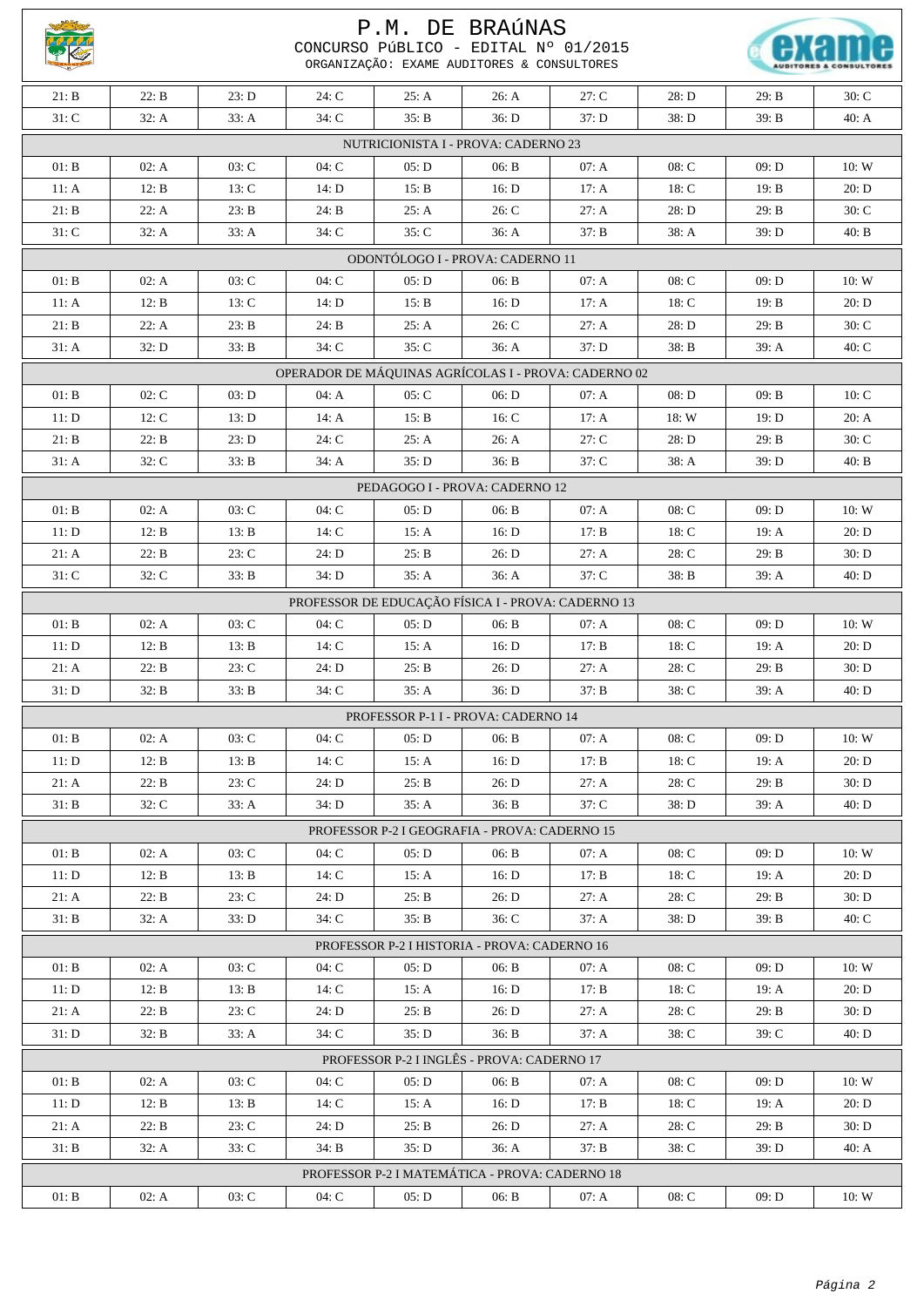| 21: B | 22: B | 23: D | 24: C | 25: A | 26: A | 27: C | 28: D | 29: B | 30: C |
|---|---|---|---|---|---|---|---|---|---|
| 31: C | 32: A | 33: A | 34: C | 35: B | 36: D | 37: D | 38: D | 39: B | 40: A |

**NUTRICIONISTA I - PROVA: CADERNO 23**

| 01: B | 02: A | 03: C | 04: C | 05: D | 06: B | 07: A | 08: C | 09: D | 10: W |
|---|---|---|---|---|---|---|---|---|---|
| 11: A | 12: B | 13: C | 14: D | 15: B | 16: D | 17: A | 18: C | 19: B | 20: D |
| 21: B | 22: A | 23: B | 24: B | 25: A | 26: C | 27: A | 28: D | 29: B | 30: C |
| 31: C | 32: A | 33: A | 34: C | 35: C | 36: A | 37: B | 38: A | 39: D | 40: B |

**ODONTÓLOGO I - PROVA: CADERNO 11**

| 01: B | 02: A | 03: C | 04: C | 05: D | 06: B | 07: A | 08: C | 09: D | 10: W |
|---|---|---|---|---|---|---|---|---|---|
| 11: A | 12: B | 13: C | 14: D | 15: B | 16: D | 17: A | 18: C | 19: B | 20: D |
| 21: B | 22: A | 23: B | 24: B | 25: A | 26: C | 27: A | 28: D | 29: B | 30: C |
| 31: A | 32: D | 33: B | 34: C | 35: C | 36: A | 37: D | 38: B | 39: A | 40: C |

**OPERADOR DE MÁQUINAS AGRÍCOLAS I - PROVA: CADERNO 02**

| 01: B | 02: C | 03: D | 04: A | 05: C | 06: D | 07: A | 08: D | 09: B | 10: C |
|---|---|---|---|---|---|---|---|---|---|
| 11: D | 12: C | 13: D | 14: A | 15: B | 16: C | 17: A | 18: W | 19: D | 20: A |
| 21: B | 22: B | 23: D | 24: C | 25: A | 26: A | 27: C | 28: D | 29: B | 30: C |
| 31: A | 32: C | 33: B | 34: A | 35: D | 36: B | 37: C | 38: A | 39: D | 40: B |

**PEDAGOGO I - PROVA: CADERNO 12**

| 01: B | 02: A | 03: C | 04: C | 05: D | 06: B | 07: A | 08: C | 09: D | 10: W |
|---|---|---|---|---|---|---|---|---|---|
| 11: D | 12: B | 13: B | 14: C | 15: A | 16: D | 17: B | 18: C | 19: A | 20: D |
| 21: A | 22: B | 23: C | 24: D | 25: B | 26: D | 27: A | 28: C | 29: B | 30: D |
| 31: C | 32: C | 33: B | 34: D | 35: A | 36: A | 37: C | 38: B | 39: A | 40: D |

**PROFESSOR DE EDUCAÇÃO FÍSICA I - PROVA: CADERNO 13**

| 01: B | 02: A | 03: C | 04: C | 05: D | 06: B | 07: A | 08: C | 09: D | 10: W |
|---|---|---|---|---|---|---|---|---|---|
| 11: D | 12: B | 13: B | 14: C | 15: A | 16: D | 17: B | 18: C | 19: A | 20: D |
| 21: A | 22: B | 23: C | 24: D | 25: B | 26: D | 27: A | 28: C | 29: B | 30: D |
| 31: D | 32: B | 33: B | 34: C | 35: A | 36: D | 37: B | 38: C | 39: A | 40: D |

**PROFESSOR P-1 I - PROVA: CADERNO 14**

| 01: B | 02: A | 03: C | 04: C | 05: D | 06: B | 07: A | 08: C | 09: D | 10: W |
|---|---|---|---|---|---|---|---|---|---|
| 11: D | 12: B | 13: B | 14: C | 15: A | 16: D | 17: B | 18: C | 19: A | 20: D |
| 21: A | 22: B | 23: C | 24: D | 25: B | 26: D | 27: A | 28: C | 29: B | 30: D |
| 31: B | 32: C | 33: A | 34: D | 35: A | 36: B | 37: C | 38: D | 39: A | 40: D |

**PROFESSOR P-2 I GEOGRAFIA - PROVA: CADERNO 15**

| 01: B | 02: A | 03: C | 04: C | 05: D | 06: B | 07: A | 08: C | 09: D | 10: W |
|---|---|---|---|---|---|---|---|---|---|
| 11: D | 12: B | 13: B | 14: C | 15: A | 16: D | 17: B | 18: C | 19: A | 20: D |
| 21: A | 22: B | 23: C | 24: D | 25: B | 26: D | 27: A | 28: C | 29: B | 30: D |
| 31: B | 32: A | 33: D | 34: C | 35: B | 36: C | 37: A | 38: D | 39: B | 40: C |

**PROFESSOR P-2 I HISTORIA - PROVA: CADERNO 16**

| 01: B | 02: A | 03: C | 04: C | 05: D | 06: B | 07: A | 08: C | 09: D | 10: W |
|---|---|---|---|---|---|---|---|---|---|
| 11: D | 12: B | 13: B | 14: C | 15: A | 16: D | 17: B | 18: C | 19: A | 20: D |
| 21: A | 22: B | 23: C | 24: D | 25: B | 26: D | 27: A | 28: C | 29: B | 30: D |
| 31: D | 32: B | 33: A | 34: C | 35: D | 36: B | 37: A | 38: C | 39: C | 40: D |

**PROFESSOR P-2 I INGLÊS - PROVA: CADERNO 17**

| 01: B | 02: A | 03: C | 04: C | 05: D | 06: B | 07: A | 08: C | 09: D | 10: W |
|---|---|---|---|---|---|---|---|---|---|
| 11: D | 12: B | 13: B | 14: C | 15: A | 16: D | 17: B | 18: C | 19: A | 20: D |
| 21: A | 22: B | 23: C | 24: D | 25: B | 26: D | 27: A | 28: C | 29: B | 30: D |
| 31: B | 32: A | 33: C | 34: B | 35: D | 36: A | 37: B | 38: C | 39: D | 40: A |

**PROFESSOR P-2 I MATEMÁTICA - PROVA: CADERNO 18**

| 01: B | 02: A | 03: C | 04: C | 05: D | 06: B | 07: A | 08: C | 09: D | 10: W |
|---|---|---|---|---|---|---|---|---|---|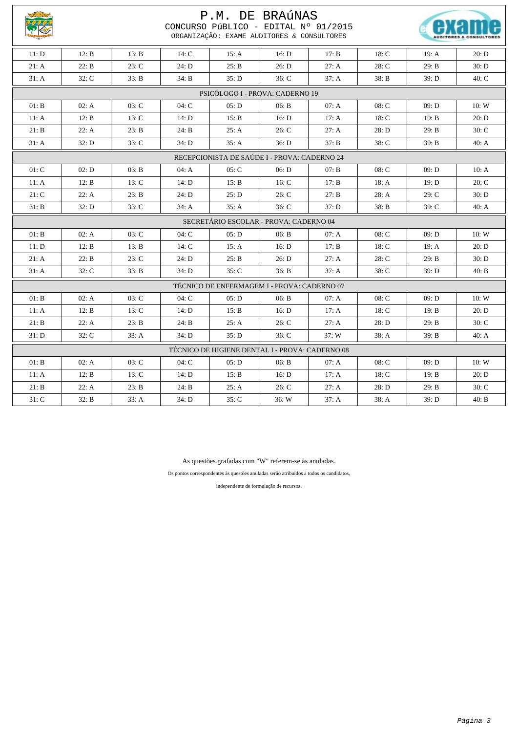| | | | | | | | | | |
|---|---|---|---|---|---|---|---|---|---|
| 11: D | 12: B | 13: B | 14: C | 15: A | 16: D | 17: B | 18: C | 19: A | 20: D |
| 21: A | 22: B | 23: C | 24: D | 25: B | 26: D | 27: A | 28: C | 29: B | 30: D |
| 31: A | 32: C | 33: B | 34: B | 35: D | 36: C | 37: A | 38: B | 39: D | 40: C |
| PSICÓLOGO I - PROVA: CADERNO 19 | | | | | | | | | |
| 01: B | 02: A | 03: C | 04: C | 05: D | 06: B | 07: A | 08: C | 09: D | 10: W |
| 11: A | 12: B | 13: C | 14: D | 15: B | 16: D | 17: A | 18: C | 19: B | 20: D |
| 21: B | 22: A | 23: B | 24: B | 25: A | 26: C | 27: A | 28: D | 29: B | 30: C |
| 31: A | 32: D | 33: C | 34: D | 35: A | 36: D | 37: B | 38: C | 39: B | 40: A |
| RECEPCIONISTA DE SAÚDE I - PROVA: CADERNO 24 | | | | | | | | | |
| 01: C | 02: D | 03: B | 04: A | 05: C | 06: D | 07: B | 08: C | 09: D | 10: A |
| 11: A | 12: B | 13: C | 14: D | 15: B | 16: C | 17: B | 18: A | 19: D | 20: C |
| 21: C | 22: A | 23: B | 24: D | 25: D | 26: C | 27: B | 28: A | 29: C | 30: D |
| 31: B | 32: D | 33: C | 34: A | 35: A | 36: C | 37: D | 38: B | 39: C | 40: A |
| SECRETÁRIO ESCOLAR - PROVA: CADERNO 04 | | | | | | | | | |
| 01: B | 02: A | 03: C | 04: C | 05: D | 06: B | 07: A | 08: C | 09: D | 10: W |
| 11: D | 12: B | 13: B | 14: C | 15: A | 16: D | 17: B | 18: C | 19: A | 20: D |
| 21: A | 22: B | 23: C | 24: D | 25: B | 26: D | 27: A | 28: C | 29: B | 30: D |
| 31: A | 32: C | 33: B | 34: D | 35: C | 36: B | 37: A | 38: C | 39: D | 40: B |
| TÉCNICO DE ENFERMAGEM I - PROVA: CADERNO 07 | | | | | | | | | |
| 01: B | 02: A | 03: C | 04: C | 05: D | 06: B | 07: A | 08: C | 09: D | 10: W |
| 11: A | 12: B | 13: C | 14: D | 15: B | 16: D | 17: A | 18: C | 19: B | 20: D |
| 21: B | 22: A | 23: B | 24: B | 25: A | 26: C | 27: A | 28: D | 29: B | 30: C |
| 31: D | 32: C | 33: A | 34: D | 35: D | 36: C | 37: W | 38: A | 39: B | 40: A |
| TÉCNICO DE HIGIENE DENTAL I - PROVA: CADERNO 08 | | | | | | | | | |
| 01: B | 02: A | 03: C | 04: C | 05: D | 06: B | 07: A | 08: C | 09: D | 10: W |
| 11: A | 12: B | 13: C | 14: D | 15: B | 16: D | 17: A | 18: C | 19: B | 20: D |
| 21: B | 22: A | 23: B | 24: B | 25: A | 26: C | 27: A | 28: D | 29: B | 30: C |
| 31: C | 32: B | 33: A | 34: D | 35: C | 36: W | 37: A | 38: A | 39: D | 40: B |

As questões grafadas com "W" referem-se às anuladas.

Os pontos correspondentes às questões anuladas serão atribuídos a todos os candidatos,

independente de formulação de recursos.